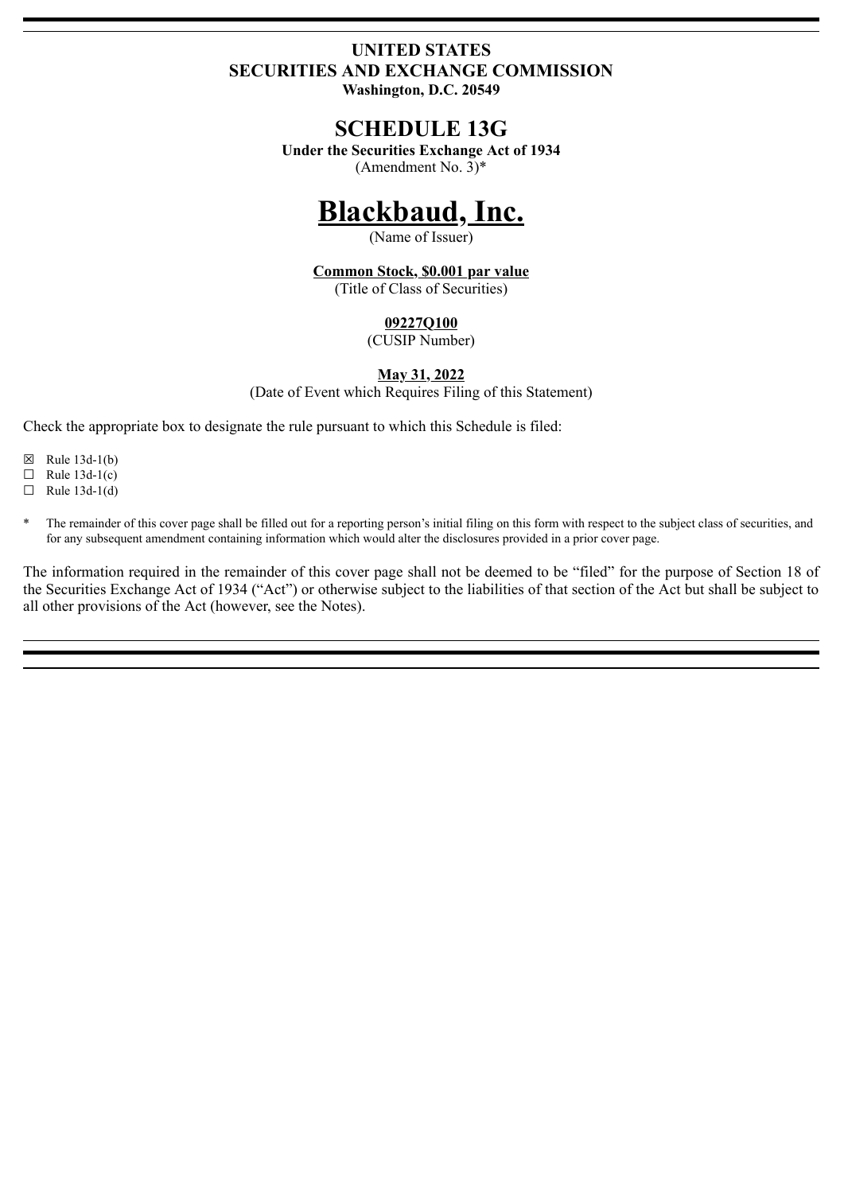**UNITED STATES**
**SECURITIES AND EXCHANGE COMMISSION**
**Washington, D.C. 20549**

# SCHEDULE 13G

**Under the Securities Exchange Act of 1934**
(Amendment No. 3)*

# Blackbaud, Inc.

(Name of Issuer)

**Common Stock, $0.001 par value**
(Title of Class of Securities)

**09227Q100**
(CUSIP Number)

**May 31, 2022**
(Date of Event which Requires Filing of this Statement)

Check the appropriate box to designate the rule pursuant to which this Schedule is filed:

☒ Rule 13d-1(b)
☐ Rule 13d-1(c)
☐ Rule 13d-1(d)

\* The remainder of this cover page shall be filled out for a reporting person's initial filing on this form with respect to the subject class of securities, and for any subsequent amendment containing information which would alter the disclosures provided in a prior cover page.

The information required in the remainder of this cover page shall not be deemed to be "filed" for the purpose of Section 18 of the Securities Exchange Act of 1934 ("Act") or otherwise subject to the liabilities of that section of the Act but shall be subject to all other provisions of the Act (however, see the Notes).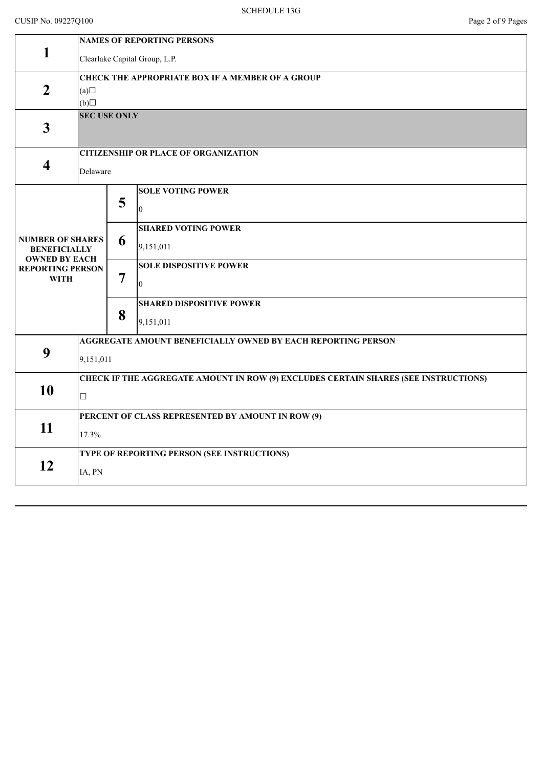SCHEDULE 13G

CUSIP No. 09227Q100

| | | | |
|---|---|---|---|
| **1** | **NAMES OF REPORTING PERSONS**<br>Clearlake Capital Group, L.P. | | |
| **2** | **CHECK THE APPROPRIATE BOX IF A MEMBER OF A GROUP**<br>(a)☐<br>(b)☐ | | |
| **3** | **SEC USE ONLY** | | |
| **4** | **CITIZENSHIP OR PLACE OF ORGANIZATION**<br>Delaware | | |
| **NUMBER OF SHARES BENEFICIALLY OWNED BY EACH REPORTING PERSON WITH** | **5** | **SOLE VOTING POWER**<br>0 | |
| | **6** | **SHARED VOTING POWER**<br>9,151,011 | |
| | **7** | **SOLE DISPOSITIVE POWER**<br>0 | |
| | **8** | **SHARED DISPOSITIVE POWER**<br>9,151,011 | |
| **9** | **AGGREGATE AMOUNT BENEFICIALLY OWNED BY EACH REPORTING PERSON**<br>9,151,011 | | |
| **10** | **CHECK IF THE AGGREGATE AMOUNT IN ROW (9) EXCLUDES CERTAIN SHARES (SEE INSTRUCTIONS)**<br>☐ | | |
| **11** | **PERCENT OF CLASS REPRESENTED BY AMOUNT IN ROW (9)**<br>17.3% | | |
| **12** | **TYPE OF REPORTING PERSON (SEE INSTRUCTIONS)**<br>IA, PN | | |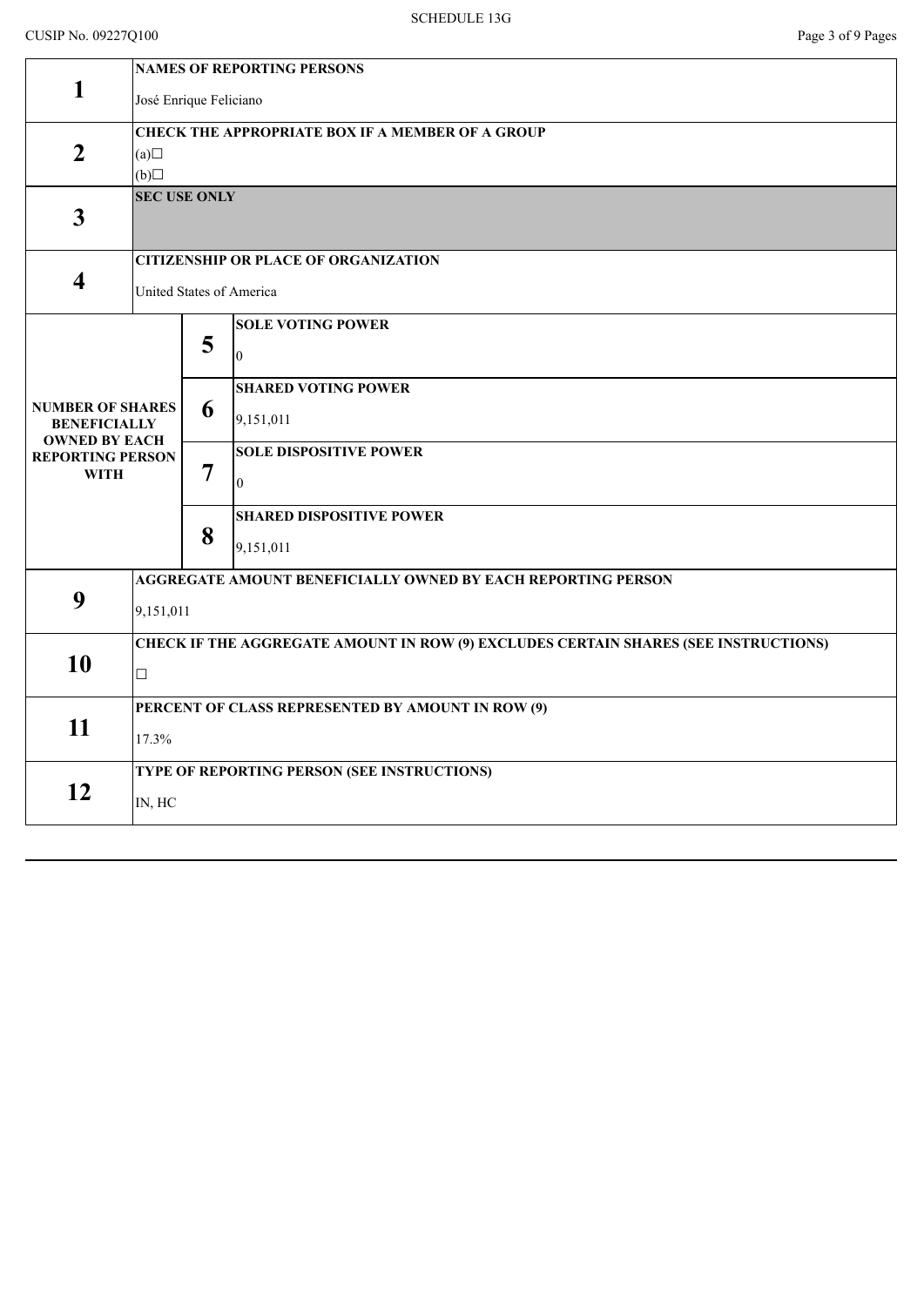SCHEDULE 13G

CUSIP No. 09227Q100

| | | | |
|---|---|---|---|
| **1** | **NAMES OF REPORTING PERSONS**<br>José Enrique Feliciano | | |
| **2** | **CHECK THE APPROPRIATE BOX IF A MEMBER OF A GROUP**<br>(a)☐<br>(b)☐ | | |
| **3** | **SEC USE ONLY** | | |
| **4** | **CITIZENSHIP OR PLACE OF ORGANIZATION**<br>United States of America | | |
| **NUMBER OF SHARES BENEFICIALLY OWNED BY EACH REPORTING PERSON WITH** | **5** | **SOLE VOTING POWER**<br>0 | |
| | **6** | **SHARED VOTING POWER**<br>9,151,011 | |
| | **7** | **SOLE DISPOSITIVE POWER**<br>0 | |
| | **8** | **SHARED DISPOSITIVE POWER**<br>9,151,011 | |
| **9** | **AGGREGATE AMOUNT BENEFICIALLY OWNED BY EACH REPORTING PERSON**<br>9,151,011 | | |
| **10** | **CHECK IF THE AGGREGATE AMOUNT IN ROW (9) EXCLUDES CERTAIN SHARES (SEE INSTRUCTIONS)**<br>☐ | | |
| **11** | **PERCENT OF CLASS REPRESENTED BY AMOUNT IN ROW (9)**<br>17.3% | | |
| **12** | **TYPE OF REPORTING PERSON (SEE INSTRUCTIONS)**<br>IN, HC | | |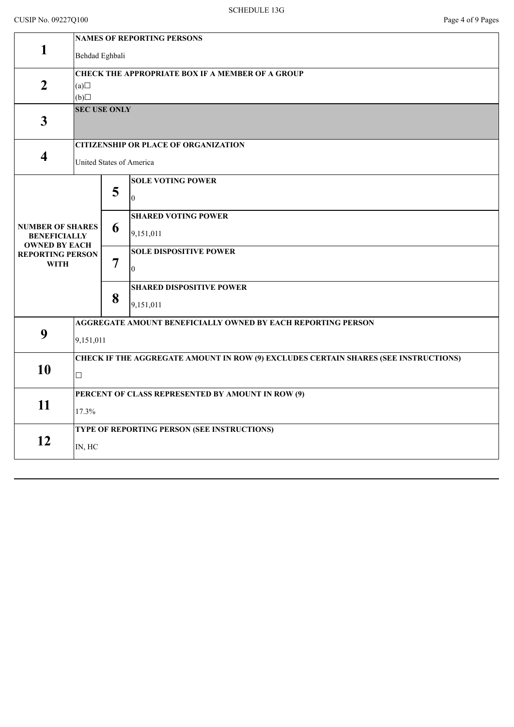SCHEDULE 13G

CUSIP No. 09227Q100

| | | | |
|---|---|---|---|
| **1** | **NAMES OF REPORTING PERSONS**<br>Behdad Eghbali | | |
| **2** | **CHECK THE APPROPRIATE BOX IF A MEMBER OF A GROUP**<br>(a)☐<br>(b)☐ | | |
| **3** | **SEC USE ONLY** | | |
| **4** | **CITIZENSHIP OR PLACE OF ORGANIZATION**<br>United States of America | | |
| **NUMBER OF SHARES BENEFICIALLY OWNED BY EACH REPORTING PERSON WITH** | **5** | **SOLE VOTING POWER**<br>0 | |
| | **6** | **SHARED VOTING POWER**<br>9,151,011 | |
| | **7** | **SOLE DISPOSITIVE POWER**<br>0 | |
| | **8** | **SHARED DISPOSITIVE POWER**<br>9,151,011 | |
| **9** | **AGGREGATE AMOUNT BENEFICIALLY OWNED BY EACH REPORTING PERSON**<br>9,151,011 | | |
| **10** | **CHECK IF THE AGGREGATE AMOUNT IN ROW (9) EXCLUDES CERTAIN SHARES (SEE INSTRUCTIONS)**<br>☐ | | |
| **11** | **PERCENT OF CLASS REPRESENTED BY AMOUNT IN ROW (9)**<br>17.3% | | |
| **12** | **TYPE OF REPORTING PERSON (SEE INSTRUCTIONS)**<br>IN, HC | | |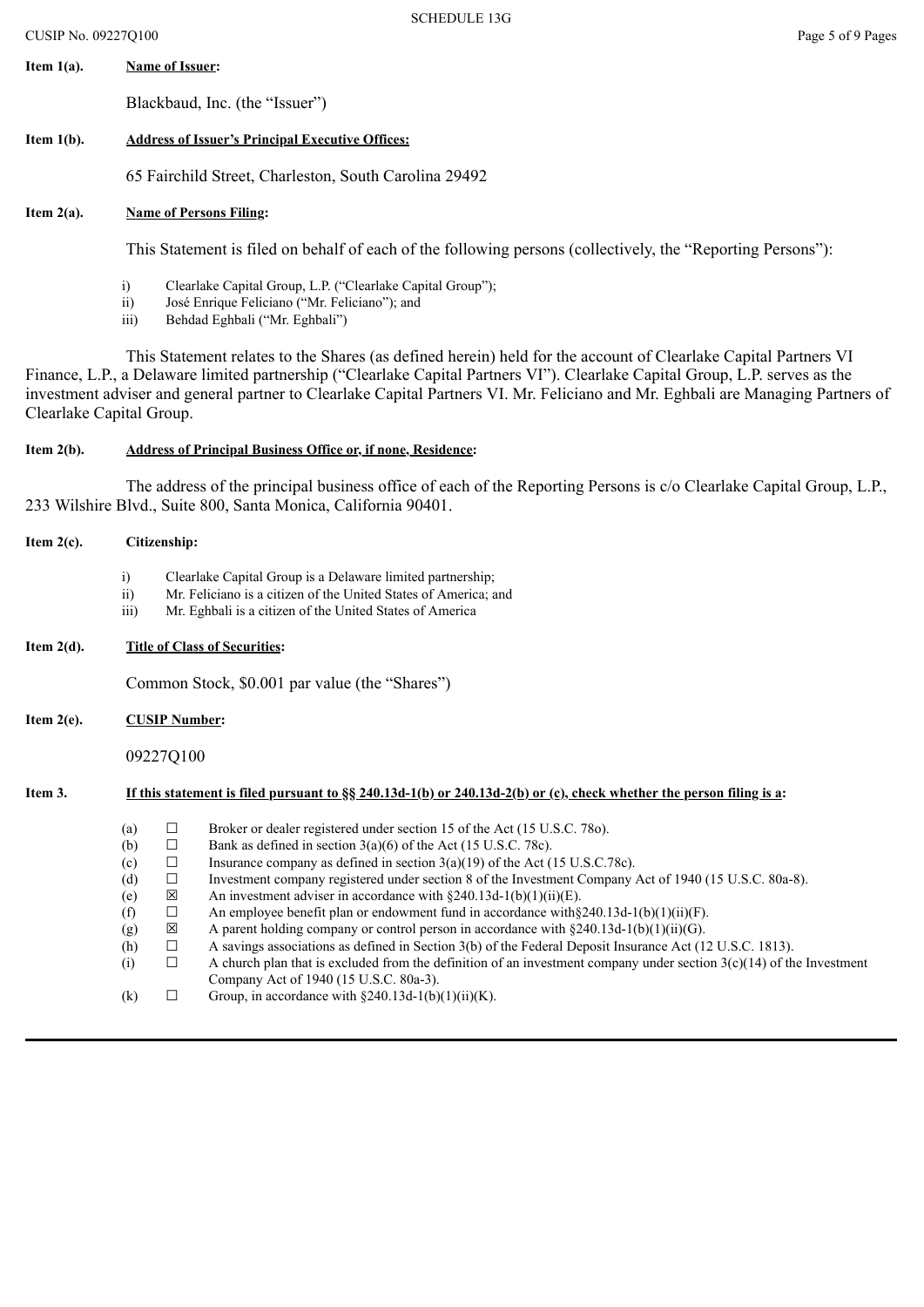**Item 1(a).** **Name of Issuer:**

Blackbaud, Inc. (the "Issuer")

**Item 1(b).** **Address of Issuer's Principal Executive Offices:**

65 Fairchild Street, Charleston, South Carolina 29492

**Item 2(a).** **Name of Persons Filing:**

This Statement is filed on behalf of each of the following persons (collectively, the "Reporting Persons"):

i) Clearlake Capital Group, L.P. ("Clearlake Capital Group");
ii) José Enrique Feliciano ("Mr. Feliciano"); and
iii) Behdad Eghbali ("Mr. Eghbali")

This Statement relates to the Shares (as defined herein) held for the account of Clearlake Capital Partners VI Finance, L.P., a Delaware limited partnership ("Clearlake Capital Partners VI"). Clearlake Capital Group, L.P. serves as the investment adviser and general partner to Clearlake Capital Partners VI. Mr. Feliciano and Mr. Eghbali are Managing Partners of Clearlake Capital Group.

**Item 2(b).** **Address of Principal Business Office or, if none, Residence:**

The address of the principal business office of each of the Reporting Persons is c/o Clearlake Capital Group, L.P., 233 Wilshire Blvd., Suite 800, Santa Monica, California 90401.

**Item 2(c).** **Citizenship:**

i) Clearlake Capital Group is a Delaware limited partnership;
ii) Mr. Feliciano is a citizen of the United States of America; and
iii) Mr. Eghbali is a citizen of the United States of America

**Item 2(d).** **Title of Class of Securities:**

Common Stock, $0.001 par value (the "Shares")

**Item 2(e).** **CUSIP Number:**

09227Q100

**Item 3.** **If this statement is filed pursuant to §§ 240.13d-1(b) or 240.13d-2(b) or (c), check whether the person filing is a:**

(a) ☐ Broker or dealer registered under section 15 of the Act (15 U.S.C. 78o).
(b) ☐ Bank as defined in section 3(a)(6) of the Act (15 U.S.C. 78c).
(c) ☐ Insurance company as defined in section 3(a)(19) of the Act (15 U.S.C.78c).
(d) ☐ Investment company registered under section 8 of the Investment Company Act of 1940 (15 U.S.C. 80a-8).
(e) ☒ An investment adviser in accordance with §240.13d-1(b)(1)(ii)(E).
(f) ☐ An employee benefit plan or endowment fund in accordance with§240.13d-1(b)(1)(ii)(F).
(g) ☒ A parent holding company or control person in accordance with §240.13d-1(b)(1)(ii)(G).
(h) ☐ A savings associations as defined in Section 3(b) of the Federal Deposit Insurance Act (12 U.S.C. 1813).
(i) ☐ A church plan that is excluded from the definition of an investment company under section 3(c)(14) of the Investment Company Act of 1940 (15 U.S.C. 80a-3).
(k) ☐ Group, in accordance with §240.13d-1(b)(1)(ii)(K).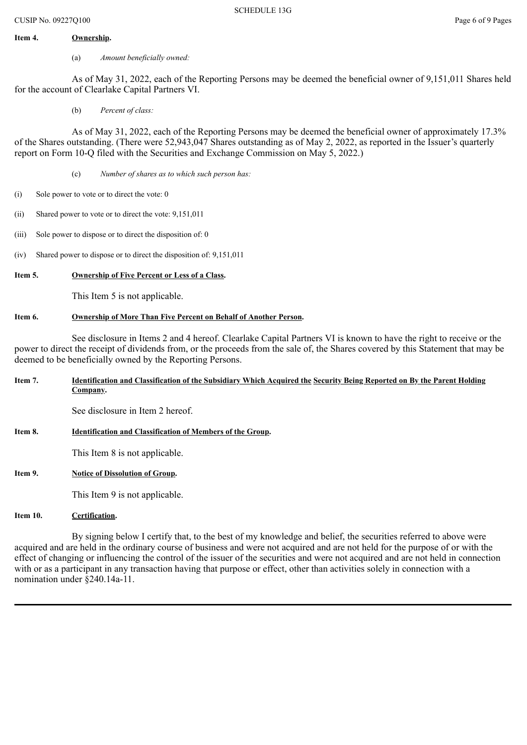**Item 4.** **Ownership.**

(a) *Amount beneficially owned:*

As of May 31, 2022, each of the Reporting Persons may be deemed the beneficial owner of 9,151,011 Shares held for the account of Clearlake Capital Partners VI.

(b) *Percent of class:*

As of May 31, 2022, each of the Reporting Persons may be deemed the beneficial owner of approximately 17.3% of the Shares outstanding. (There were 52,943,047 Shares outstanding as of May 2, 2022, as reported in the Issuer's quarterly report on Form 10-Q filed with the Securities and Exchange Commission on May 5, 2022.)

(c) *Number of shares as to which such person has:*

(i) Sole power to vote or to direct the vote: 0

(ii) Shared power to vote or to direct the vote: 9,151,011

(iii) Sole power to dispose or to direct the disposition of: 0

(iv) Shared power to dispose or to direct the disposition of: 9,151,011

**Item 5.** **Ownership of Five Percent or Less of a Class.**

This Item 5 is not applicable.

**Item 6.** **Ownership of More Than Five Percent on Behalf of Another Person.**

See disclosure in Items 2 and 4 hereof. Clearlake Capital Partners VI is known to have the right to receive or the power to direct the receipt of dividends from, or the proceeds from the sale of, the Shares covered by this Statement that may be deemed to be beneficially owned by the Reporting Persons.

**Item 7.** **Identification and Classification of the Subsidiary Which Acquired the Security Being Reported on By the Parent Holding Company.**

See disclosure in Item 2 hereof.

**Item 8.** **Identification and Classification of Members of the Group.**

This Item 8 is not applicable.

**Item 9.** **Notice of Dissolution of Group.**

This Item 9 is not applicable.

**Item 10.** **Certification.**

By signing below I certify that, to the best of my knowledge and belief, the securities referred to above were acquired and are held in the ordinary course of business and were not acquired and are not held for the purpose of or with the effect of changing or influencing the control of the issuer of the securities and were not acquired and are not held in connection with or as a participant in any transaction having that purpose or effect, other than activities solely in connection with a nomination under §240.14a-11.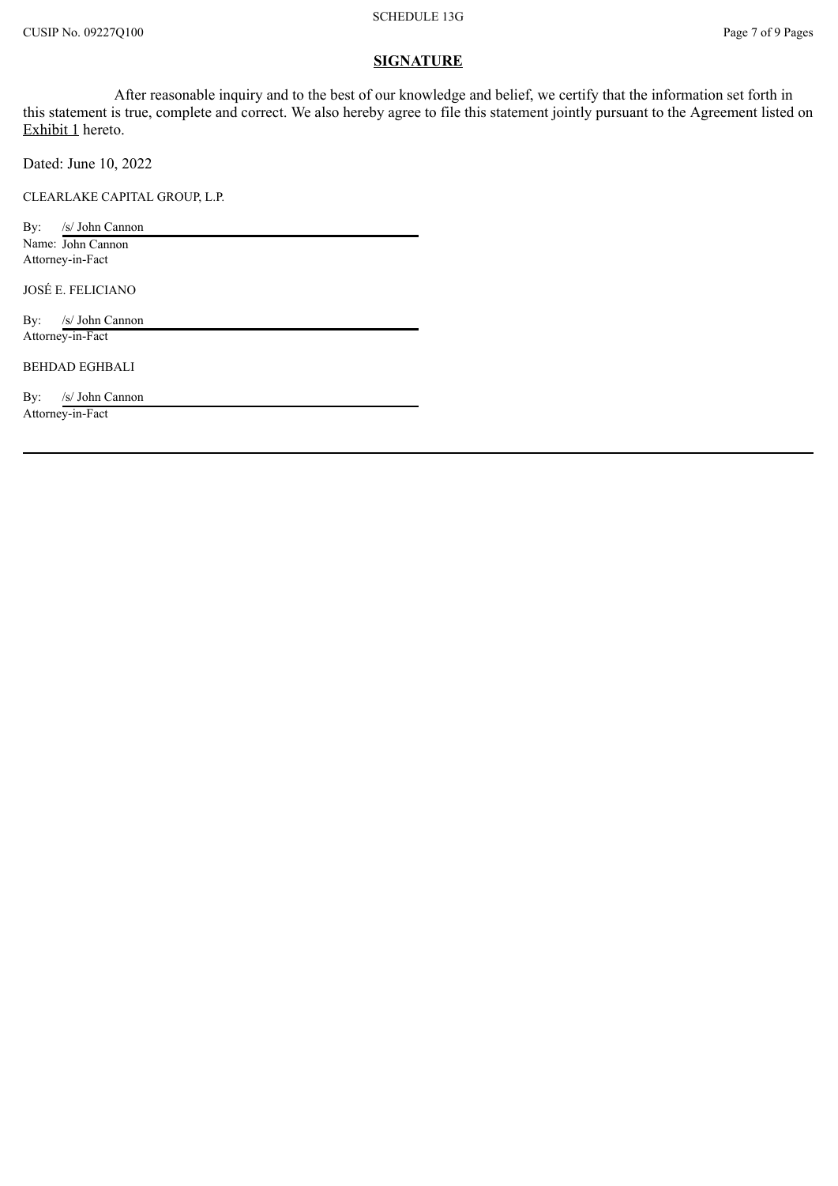## SIGNATURE

After reasonable inquiry and to the best of our knowledge and belief, we certify that the information set forth in this statement is true, complete and correct. We also hereby agree to file this statement jointly pursuant to the Agreement listed on Exhibit 1 hereto.

Dated: June 10, 2022

CLEARLAKE CAPITAL GROUP, L.P.

By: /s/ John Cannon
Name: John Cannon
Attorney-in-Fact

JOSÉ E. FELICIANO

By: /s/ John Cannon
Attorney-in-Fact

BEHDAD EGHBALI

By: /s/ John Cannon
Attorney-in-Fact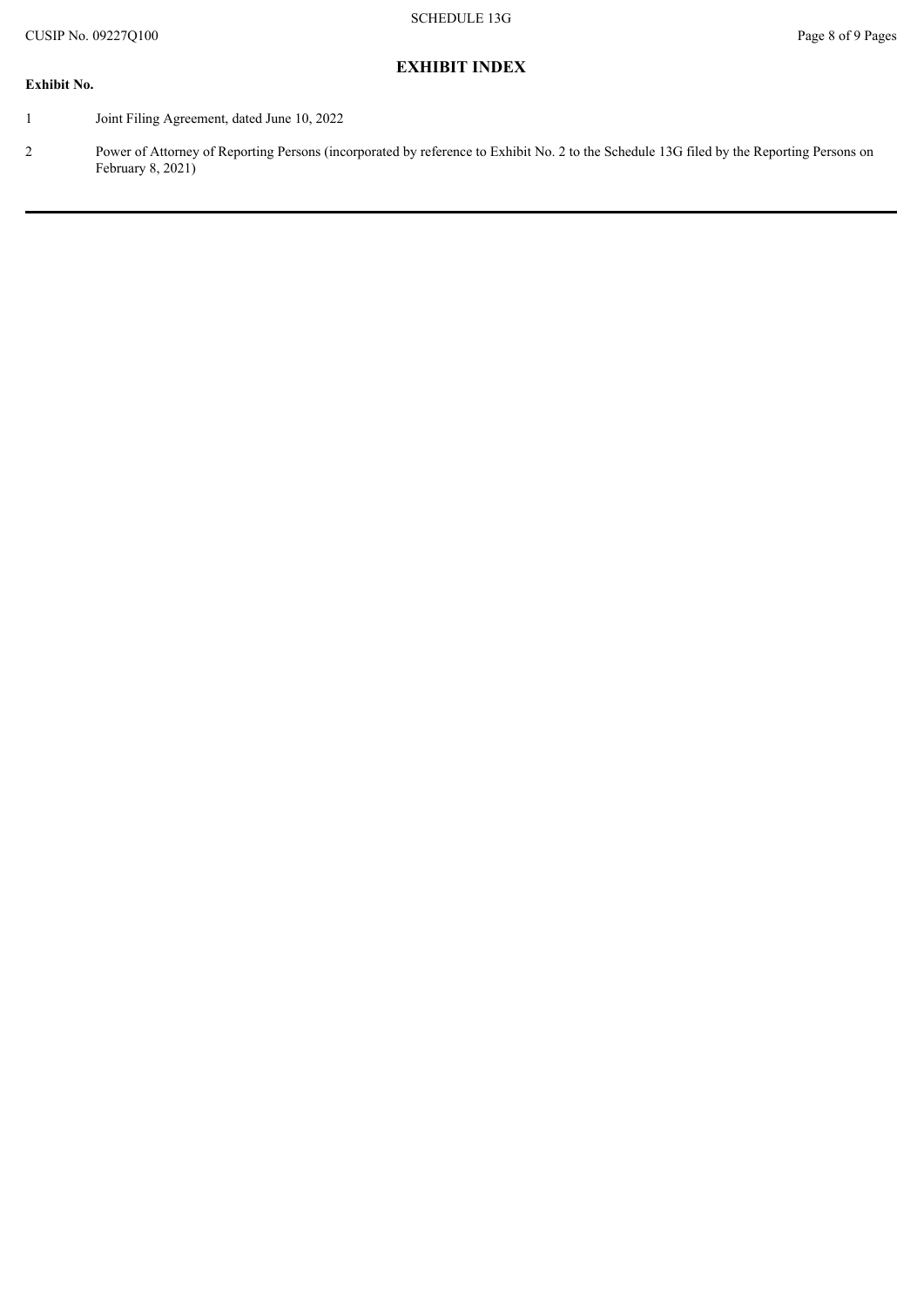## EXHIBIT INDEX

| Exhibit No. | |
|---|---|
| 1 | Joint Filing Agreement, dated June 10, 2022 |
| 2 | Power of Attorney of Reporting Persons (incorporated by reference to Exhibit No. 2 to the Schedule 13G filed by the Reporting Persons on February 8, 2021) |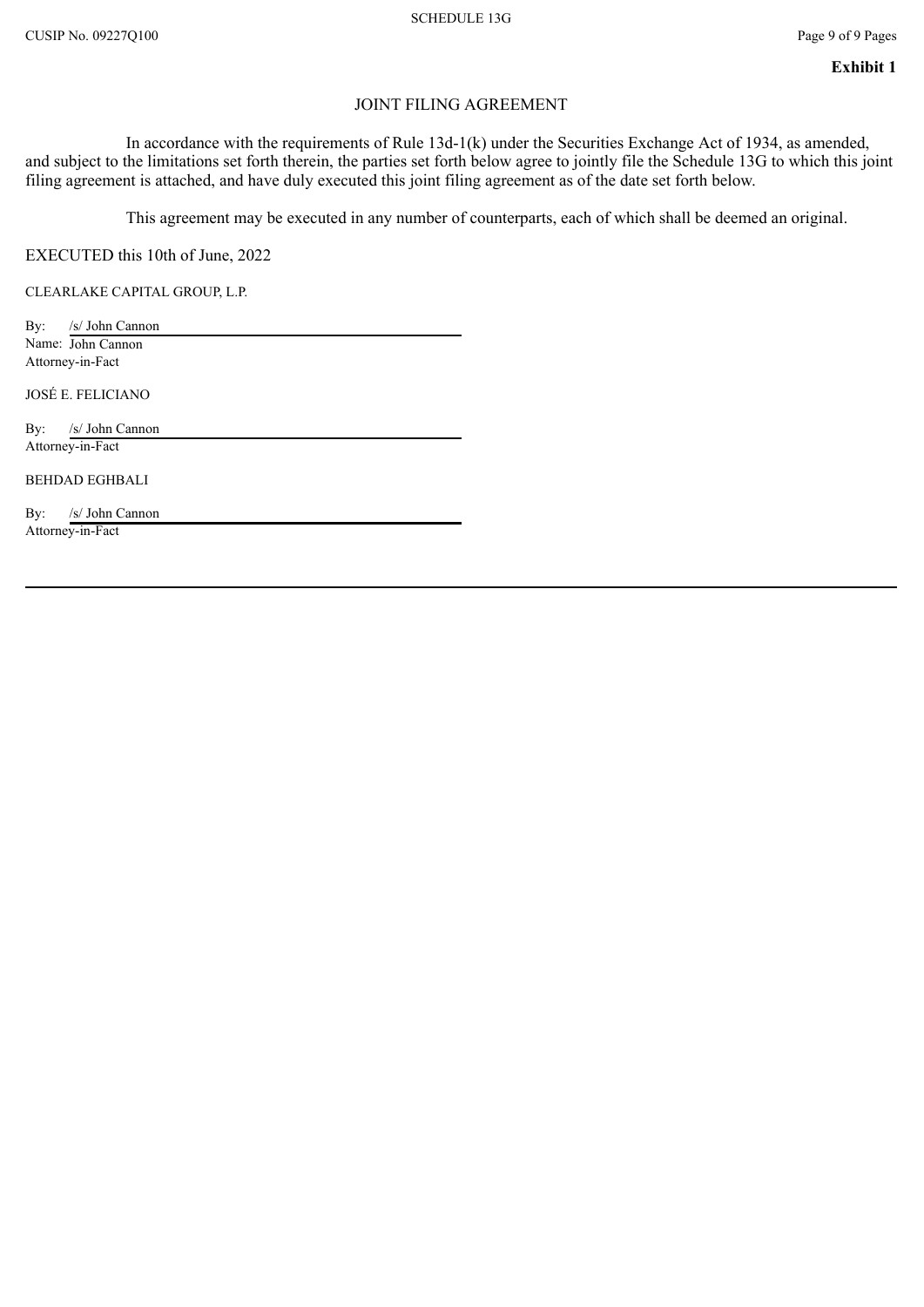**Exhibit 1**

JOINT FILING AGREEMENT

In accordance with the requirements of Rule 13d-1(k) under the Securities Exchange Act of 1934, as amended, and subject to the limitations set forth therein, the parties set forth below agree to jointly file the Schedule 13G to which this joint filing agreement is attached, and have duly executed this joint filing agreement as of the date set forth below.

This agreement may be executed in any number of counterparts, each of which shall be deemed an original.

EXECUTED this 10th of June, 2022

CLEARLAKE CAPITAL GROUP, L.P.

By: /s/ John Cannon
Name: John Cannon
Attorney-in-Fact

JOSÉ E. FELICIANO

By: /s/ John Cannon
Attorney-in-Fact

BEHDAD EGHBALI

By: /s/ John Cannon
Attorney-in-Fact